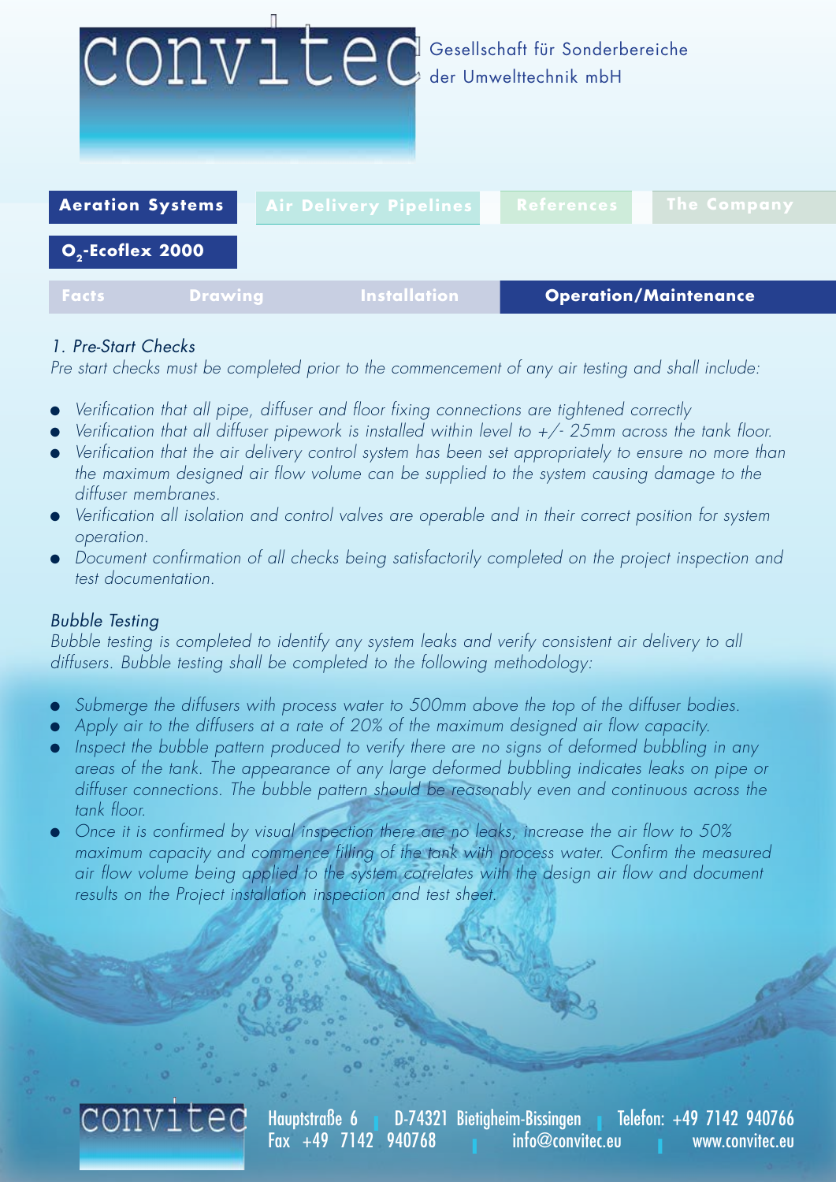convitec Gesellschaft für Sonderbereiche der Umwelttechnik mbH

**Aeration Systems** | Air Delivery Pipelines | References | The Company

**$O_2$-Ecoflex 2000**

Facts | Drawing | Installation | **Operation/Maintenance**

*1. Pre-Start Checks*

*Pre start checks must be completed prior to the commencement of any air testing and shall include:*

- *Verification that all pipe, diffuser and floor fixing connections are tightened correctly*
- *Verification that all diffuser pipework is installed within level to +/- 25mm across the tank floor.*
- *Verification that the air delivery control system has been set appropriately to ensure no more than the maximum designed air flow volume can be supplied to the system causing damage to the diffuser membranes.*
- *Verification all isolation and control valves are operable and in their correct position for system operation.*
- *Document confirmation of all checks being satisfactorily completed on the project inspection and test documentation.*

*Bubble Testing*

*Bubble testing is completed to identify any system leaks and verify consistent air delivery to all diffusers. Bubble testing shall be completed to the following methodology:*

- *Submerge the diffusers with process water to 500mm above the top of the diffuser bodies.*
- *Apply air to the diffusers at a rate of 20% of the maximum designed air flow capacity.*
- *Inspect the bubble pattern produced to verify there are no signs of deformed bubbling in any areas of the tank. The appearance of any large deformed bubbling indicates leaks on pipe or diffuser connections. The bubble pattern should be reasonably even and continuous across the tank floor.*
- *Once it is confirmed by visual inspection there are no leaks, increase the air flow to 50% maximum capacity and commence filling of the tank with process water. Confirm the measured air flow volume being applied to the system correlates with the design air flow and document results on the Project installation inspection and test sheet.*

convitec Hauptstraße 6 | D-74321 Bietigheim-Bissingen | Telefon: +49 7142 940766
Fax +49 7142 940768 | info@convitec.eu | www.convitec.eu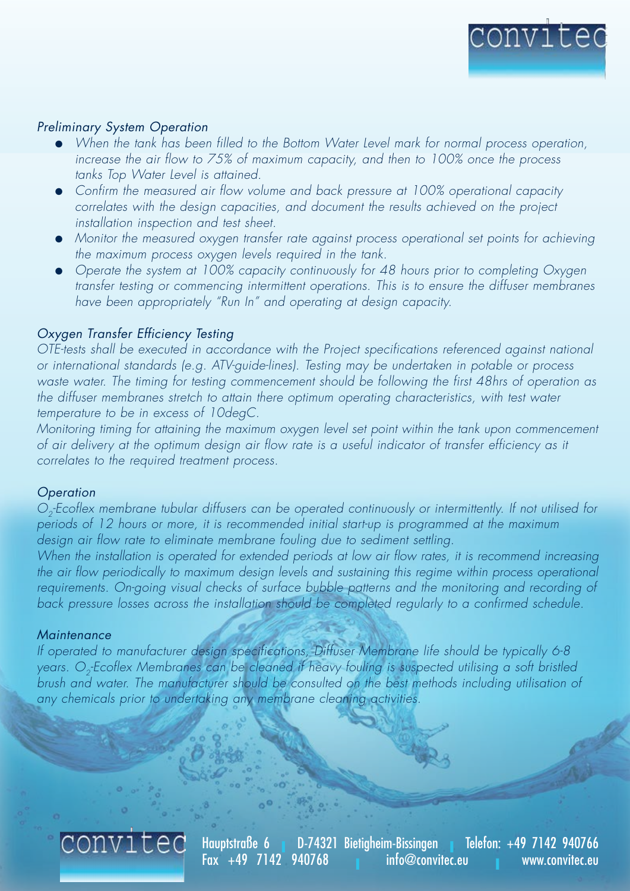### *Preliminary System Operation*

- *When the tank has been filled to the Bottom Water Level mark for normal process operation, increase the air flow to 75% of maximum capacity, and then to 100% once the process tanks Top Water Level is attained.*
- *Confirm the measured air flow volume and back pressure at 100% operational capacity correlates with the design capacities, and document the results achieved on the project installation inspection and test sheet.*
- *Monitor the measured oxygen transfer rate against process operational set points for achieving the maximum process oxygen levels required in the tank.*
- *Operate the system at 100% capacity continuously for 48 hours prior to completing Oxygen transfer testing or commencing intermittent operations. This is to ensure the diffuser membranes have been appropriately "Run In" and operating at design capacity.*

### *Oxygen Transfer Efficiency Testing*

*OTE-tests shall be executed in accordance with the Project specifications referenced against national or international standards (e.g. ATV-guide-lines). Testing may be undertaken in potable or process waste water. The timing for testing commencement should be following the first 48hrs of operation as the diffuser membranes stretch to attain there optimum operating characteristics, with test water temperature to be in excess of 10degC.*

*Monitoring timing for attaining the maximum oxygen level set point within the tank upon commencement of air delivery at the optimum design air flow rate is a useful indicator of transfer efficiency as it correlates to the required treatment process.*

### *Operation*

*$O_2$-Ecoflex membrane tubular diffusers can be operated continuously or intermittently. If not utilised for periods of 12 hours or more, it is recommended initial start-up is programmed at the maximum design air flow rate to eliminate membrane fouling due to sediment settling.*

*When the installation is operated for extended periods at low air flow rates, it is recommend increasing the air flow periodically to maximum design levels and sustaining this regime within process operational requirements. On-going visual checks of surface bubble patterns and the monitoring and recording of back pressure losses across the installation should be completed regularly to a confirmed schedule.*

### *Maintenance*

*If operated to manufacturer design specifications, Diffuser Membrane life should be typically 6-8 years. $O_2$-Ecoflex Membranes can be cleaned if heavy fouling is suspected utilising a soft bristled brush and water. The manufacturer should be consulted on the best methods including utilisation of any chemicals prior to undertaking any membrane cleaning activities.*

convitec

Hauptstraße 6 | D-74321 Bietigheim-Bissingen | Telefon: +49 7142 940766
Fax +49 7142 940768 | info@convitec.eu | www.convitec.eu